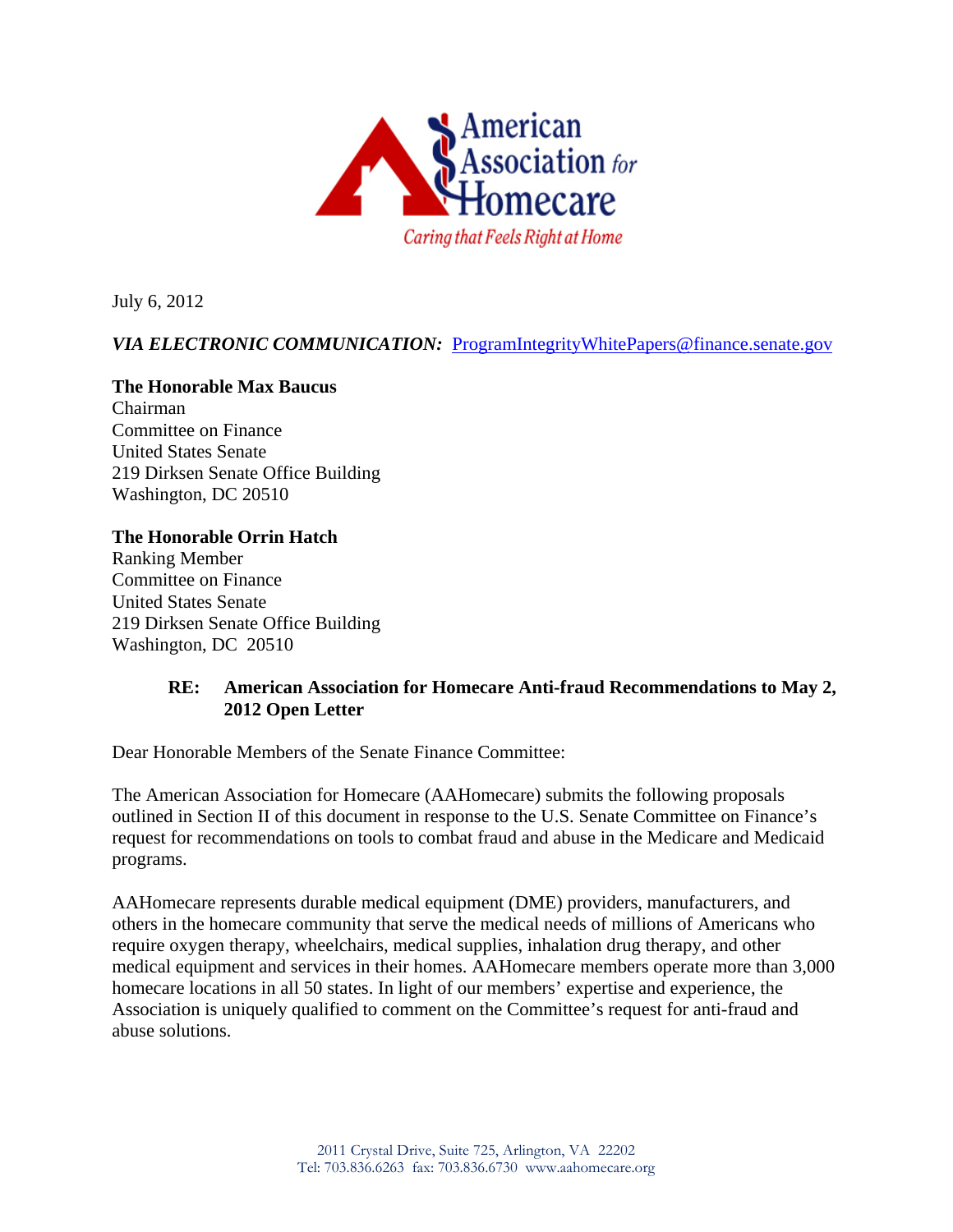American Association for Homecare

Caring that Feels Right at Home

July 6, 2012

***VIA ELECTRONIC COMMUNICATION:*** ProgramIntegrityWhitePapers@finance.senate.gov

**The Honorable Max Baucus**
Chairman
Committee on Finance
United States Senate
219 Dirksen Senate Office Building
Washington, DC 20510

**The Honorable Orrin Hatch**
Ranking Member
Committee on Finance
United States Senate
219 Dirksen Senate Office Building
Washington, DC 20510

**RE: American Association for Homecare Anti-fraud Recommendations to May 2, 2012 Open Letter**

Dear Honorable Members of the Senate Finance Committee:

The American Association for Homecare (AAHomecare) submits the following proposals outlined in Section II of this document in response to the U.S. Senate Committee on Finance's request for recommendations on tools to combat fraud and abuse in the Medicare and Medicaid programs.

AAHomecare represents durable medical equipment (DME) providers, manufacturers, and others in the homecare community that serve the medical needs of millions of Americans who require oxygen therapy, wheelchairs, medical supplies, inhalation drug therapy, and other medical equipment and services in their homes. AAHomecare members operate more than 3,000 homecare locations in all 50 states. In light of our members' expertise and experience, the Association is uniquely qualified to comment on the Committee's request for anti-fraud and abuse solutions.

2011 Crystal Drive, Suite 725, Arlington, VA 22202
Tel: 703.836.6263 fax: 703.836.6730 www.aahomecare.org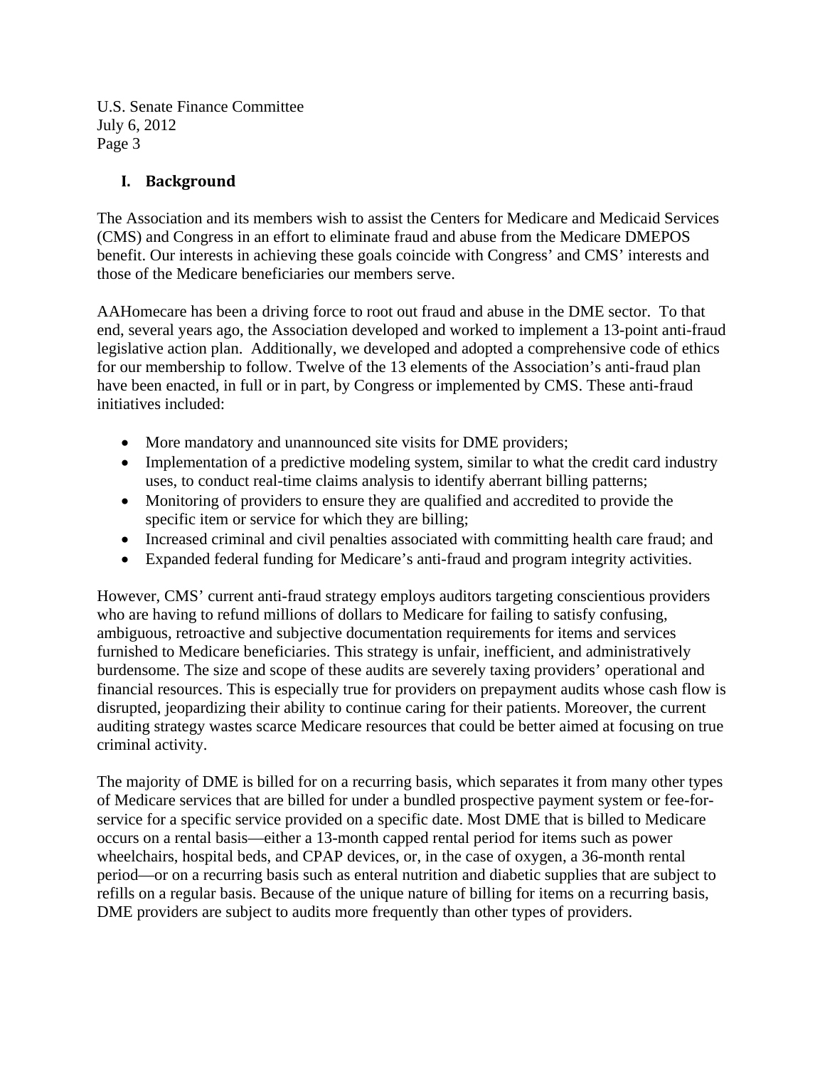## I. Background

The Association and its members wish to assist the Centers for Medicare and Medicaid Services (CMS) and Congress in an effort to eliminate fraud and abuse from the Medicare DMEPOS benefit. Our interests in achieving these goals coincide with Congress' and CMS' interests and those of the Medicare beneficiaries our members serve.

AAHomecare has been a driving force to root out fraud and abuse in the DME sector. To that end, several years ago, the Association developed and worked to implement a 13-point anti-fraud legislative action plan. Additionally, we developed and adopted a comprehensive code of ethics for our membership to follow. Twelve of the 13 elements of the Association's anti-fraud plan have been enacted, in full or in part, by Congress or implemented by CMS. These anti-fraud initiatives included:

- More mandatory and unannounced site visits for DME providers;
- Implementation of a predictive modeling system, similar to what the credit card industry uses, to conduct real-time claims analysis to identify aberrant billing patterns;
- Monitoring of providers to ensure they are qualified and accredited to provide the specific item or service for which they are billing;
- Increased criminal and civil penalties associated with committing health care fraud; and
- Expanded federal funding for Medicare's anti-fraud and program integrity activities.

However, CMS' current anti-fraud strategy employs auditors targeting conscientious providers who are having to refund millions of dollars to Medicare for failing to satisfy confusing, ambiguous, retroactive and subjective documentation requirements for items and services furnished to Medicare beneficiaries. This strategy is unfair, inefficient, and administratively burdensome. The size and scope of these audits are severely taxing providers' operational and financial resources. This is especially true for providers on prepayment audits whose cash flow is disrupted, jeopardizing their ability to continue caring for their patients. Moreover, the current auditing strategy wastes scarce Medicare resources that could be better aimed at focusing on true criminal activity.

The majority of DME is billed for on a recurring basis, which separates it from many other types of Medicare services that are billed for under a bundled prospective payment system or fee-for-service for a specific service provided on a specific date. Most DME that is billed to Medicare occurs on a rental basis—either a 13-month capped rental period for items such as power wheelchairs, hospital beds, and CPAP devices, or, in the case of oxygen, a 36-month rental period—or on a recurring basis such as enteral nutrition and diabetic supplies that are subject to refills on a regular basis. Because of the unique nature of billing for items on a recurring basis, DME providers are subject to audits more frequently than other types of providers.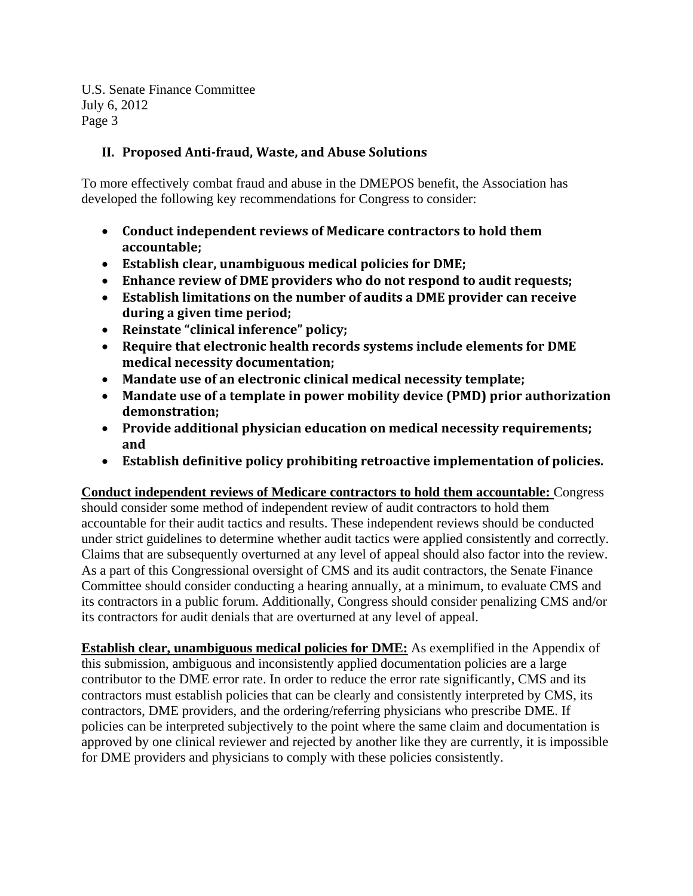U.S. Senate Finance Committee
July 6, 2012

## II. Proposed Anti-fraud, Waste, and Abuse Solutions

To more effectively combat fraud and abuse in the DMEPOS benefit, the Association has developed the following key recommendations for Congress to consider:

- **Conduct independent reviews of Medicare contractors to hold them accountable;**
- **Establish clear, unambiguous medical policies for DME;**
- **Enhance review of DME providers who do not respond to audit requests;**
- **Establish limitations on the number of audits a DME provider can receive during a given time period;**
- **Reinstate "clinical inference" policy;**
- **Require that electronic health records systems include elements for DME medical necessity documentation;**
- **Mandate use of an electronic clinical medical necessity template;**
- **Mandate use of a template in power mobility device (PMD) prior authorization demonstration;**
- **Provide additional physician education on medical necessity requirements; and**
- **Establish definitive policy prohibiting retroactive implementation of policies.**

**Conduct independent reviews of Medicare contractors to hold them accountable:** Congress should consider some method of independent review of audit contractors to hold them accountable for their audit tactics and results. These independent reviews should be conducted under strict guidelines to determine whether audit tactics were applied consistently and correctly. Claims that are subsequently overturned at any level of appeal should also factor into the review. As a part of this Congressional oversight of CMS and its audit contractors, the Senate Finance Committee should consider conducting a hearing annually, at a minimum, to evaluate CMS and its contractors in a public forum. Additionally, Congress should consider penalizing CMS and/or its contractors for audit denials that are overturned at any level of appeal.

**Establish clear, unambiguous medical policies for DME:** As exemplified in the Appendix of this submission, ambiguous and inconsistently applied documentation policies are a large contributor to the DME error rate. In order to reduce the error rate significantly, CMS and its contractors must establish policies that can be clearly and consistently interpreted by CMS, its contractors, DME providers, and the ordering/referring physicians who prescribe DME. If policies can be interpreted subjectively to the point where the same claim and documentation is approved by one clinical reviewer and rejected by another like they are currently, it is impossible for DME providers and physicians to comply with these policies consistently.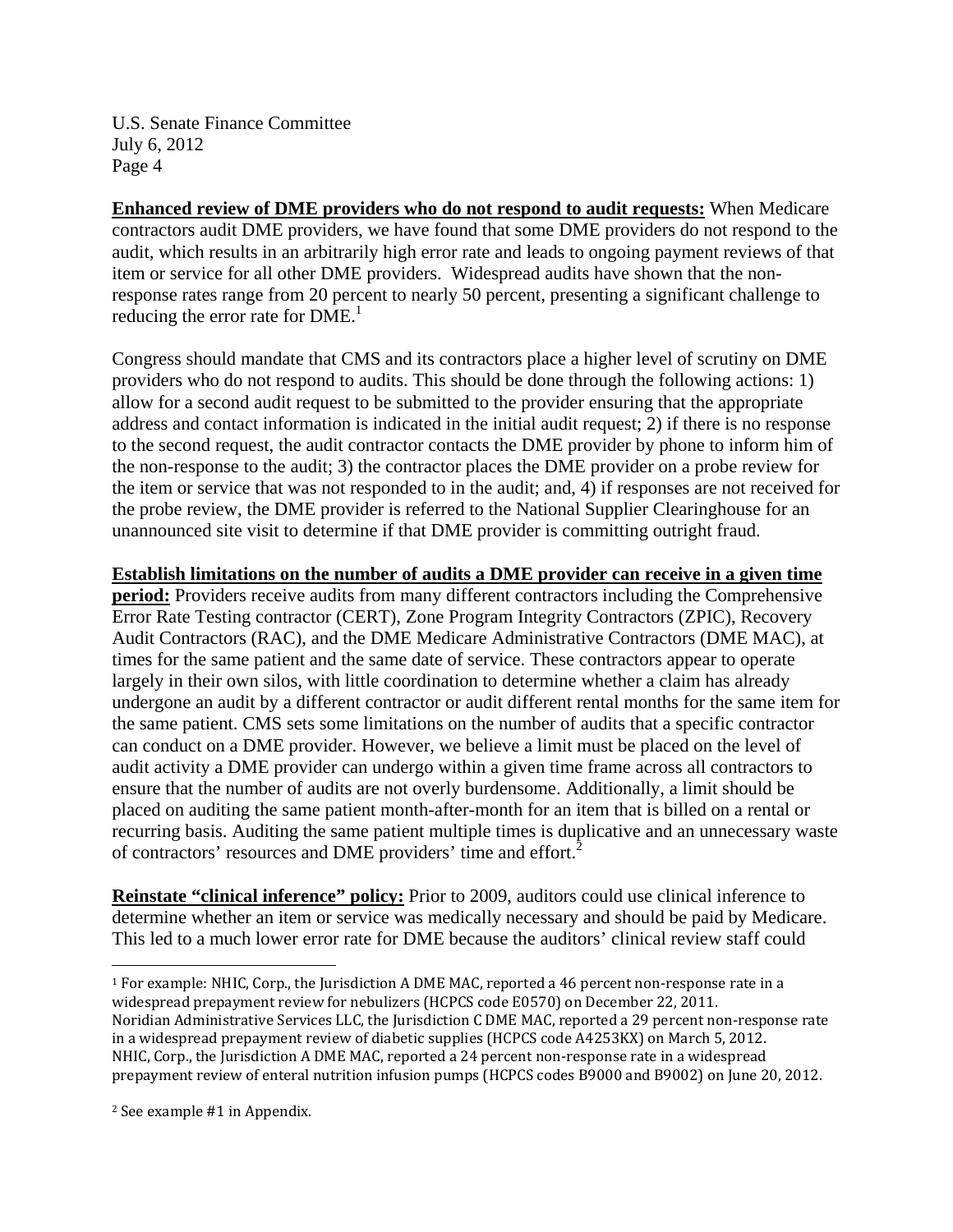**Enhanced review of DME providers who do not respond to audit requests:** When Medicare contractors audit DME providers, we have found that some DME providers do not respond to the audit, which results in an arbitrarily high error rate and leads to ongoing payment reviews of that item or service for all other DME providers. Widespread audits have shown that the non-response rates range from 20 percent to nearly 50 percent, presenting a significant challenge to reducing the error rate for DME.[1]

Congress should mandate that CMS and its contractors place a higher level of scrutiny on DME providers who do not respond to audits. This should be done through the following actions: 1) allow for a second audit request to be submitted to the provider ensuring that the appropriate address and contact information is indicated in the initial audit request; 2) if there is no response to the second request, the audit contractor contacts the DME provider by phone to inform him of the non-response to the audit; 3) the contractor places the DME provider on a probe review for the item or service that was not responded to in the audit; and, 4) if responses are not received for the probe review, the DME provider is referred to the National Supplier Clearinghouse for an unannounced site visit to determine if that DME provider is committing outright fraud.

**Establish limitations on the number of audits a DME provider can receive in a given time period:** Providers receive audits from many different contractors including the Comprehensive Error Rate Testing contractor (CERT), Zone Program Integrity Contractors (ZPIC), Recovery Audit Contractors (RAC), and the DME Medicare Administrative Contractors (DME MAC), at times for the same patient and the same date of service. These contractors appear to operate largely in their own silos, with little coordination to determine whether a claim has already undergone an audit by a different contractor or audit different rental months for the same item for the same patient. CMS sets some limitations on the number of audits that a specific contractor can conduct on a DME provider. However, we believe a limit must be placed on the level of audit activity a DME provider can undergo within a given time frame across all contractors to ensure that the number of audits are not overly burdensome. Additionally, a limit should be placed on auditing the same patient month-after-month for an item that is billed on a rental or recurring basis. Auditing the same patient multiple times is duplicative and an unnecessary waste of contractors' resources and DME providers' time and effort.[2]

**Reinstate "clinical inference" policy:** Prior to 2009, auditors could use clinical inference to determine whether an item or service was medically necessary and should be paid by Medicare. This led to a much lower error rate for DME because the auditors' clinical review staff could

---

[1] For example: NHIC, Corp., the Jurisdiction A DME MAC, reported a 46 percent non-response rate in a widespread prepayment review for nebulizers (HCPCS code E0570) on December 22, 2011. Noridian Administrative Services LLC, the Jurisdiction C DME MAC, reported a 29 percent non-response rate in a widespread prepayment review of diabetic supplies (HCPCS code A4253KX) on March 5, 2012. NHIC, Corp., the Jurisdiction A DME MAC, reported a 24 percent non-response rate in a widespread prepayment review of enteral nutrition infusion pumps (HCPCS codes B9000 and B9002) on June 20, 2012.

[2] See example #1 in Appendix.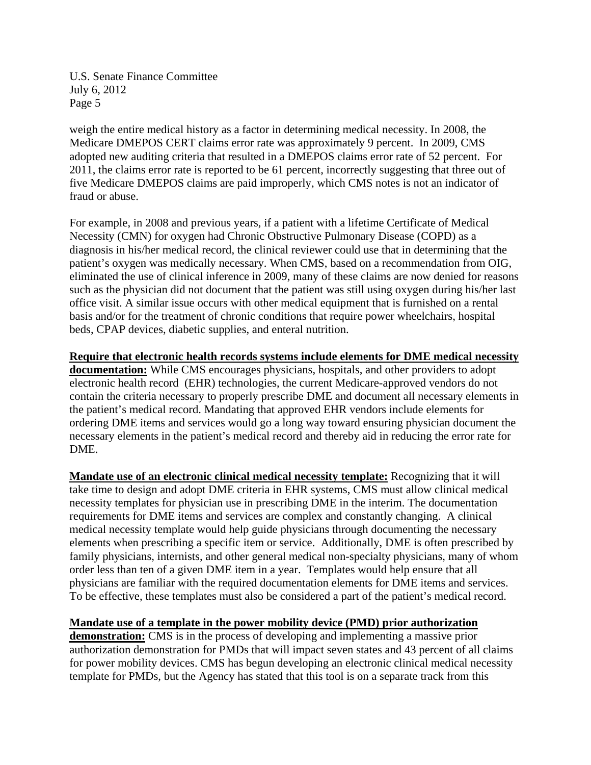weigh the entire medical history as a factor in determining medical necessity. In 2008, the Medicare DMEPOS CERT claims error rate was approximately 9 percent. In 2009, CMS adopted new auditing criteria that resulted in a DMEPOS claims error rate of 52 percent. For 2011, the claims error rate is reported to be 61 percent, incorrectly suggesting that three out of five Medicare DMEPOS claims are paid improperly, which CMS notes is not an indicator of fraud or abuse.

For example, in 2008 and previous years, if a patient with a lifetime Certificate of Medical Necessity (CMN) for oxygen had Chronic Obstructive Pulmonary Disease (COPD) as a diagnosis in his/her medical record, the clinical reviewer could use that in determining that the patient's oxygen was medically necessary. When CMS, based on a recommendation from OIG, eliminated the use of clinical inference in 2009, many of these claims are now denied for reasons such as the physician did not document that the patient was still using oxygen during his/her last office visit. A similar issue occurs with other medical equipment that is furnished on a rental basis and/or for the treatment of chronic conditions that require power wheelchairs, hospital beds, CPAP devices, diabetic supplies, and enteral nutrition.

**Require that electronic health records systems include elements for DME medical necessity documentation:** While CMS encourages physicians, hospitals, and other providers to adopt electronic health record (EHR) technologies, the current Medicare-approved vendors do not contain the criteria necessary to properly prescribe DME and document all necessary elements in the patient's medical record. Mandating that approved EHR vendors include elements for ordering DME items and services would go a long way toward ensuring physician document the necessary elements in the patient's medical record and thereby aid in reducing the error rate for DME.

**Mandate use of an electronic clinical medical necessity template:** Recognizing that it will take time to design and adopt DME criteria in EHR systems, CMS must allow clinical medical necessity templates for physician use in prescribing DME in the interim. The documentation requirements for DME items and services are complex and constantly changing. A clinical medical necessity template would help guide physicians through documenting the necessary elements when prescribing a specific item or service. Additionally, DME is often prescribed by family physicians, internists, and other general medical non-specialty physicians, many of whom order less than ten of a given DME item in a year. Templates would help ensure that all physicians are familiar with the required documentation elements for DME items and services. To be effective, these templates must also be considered a part of the patient's medical record.

**Mandate use of a template in the power mobility device (PMD) prior authorization demonstration:** CMS is in the process of developing and implementing a massive prior authorization demonstration for PMDs that will impact seven states and 43 percent of all claims for power mobility devices. CMS has begun developing an electronic clinical medical necessity template for PMDs, but the Agency has stated that this tool is on a separate track from this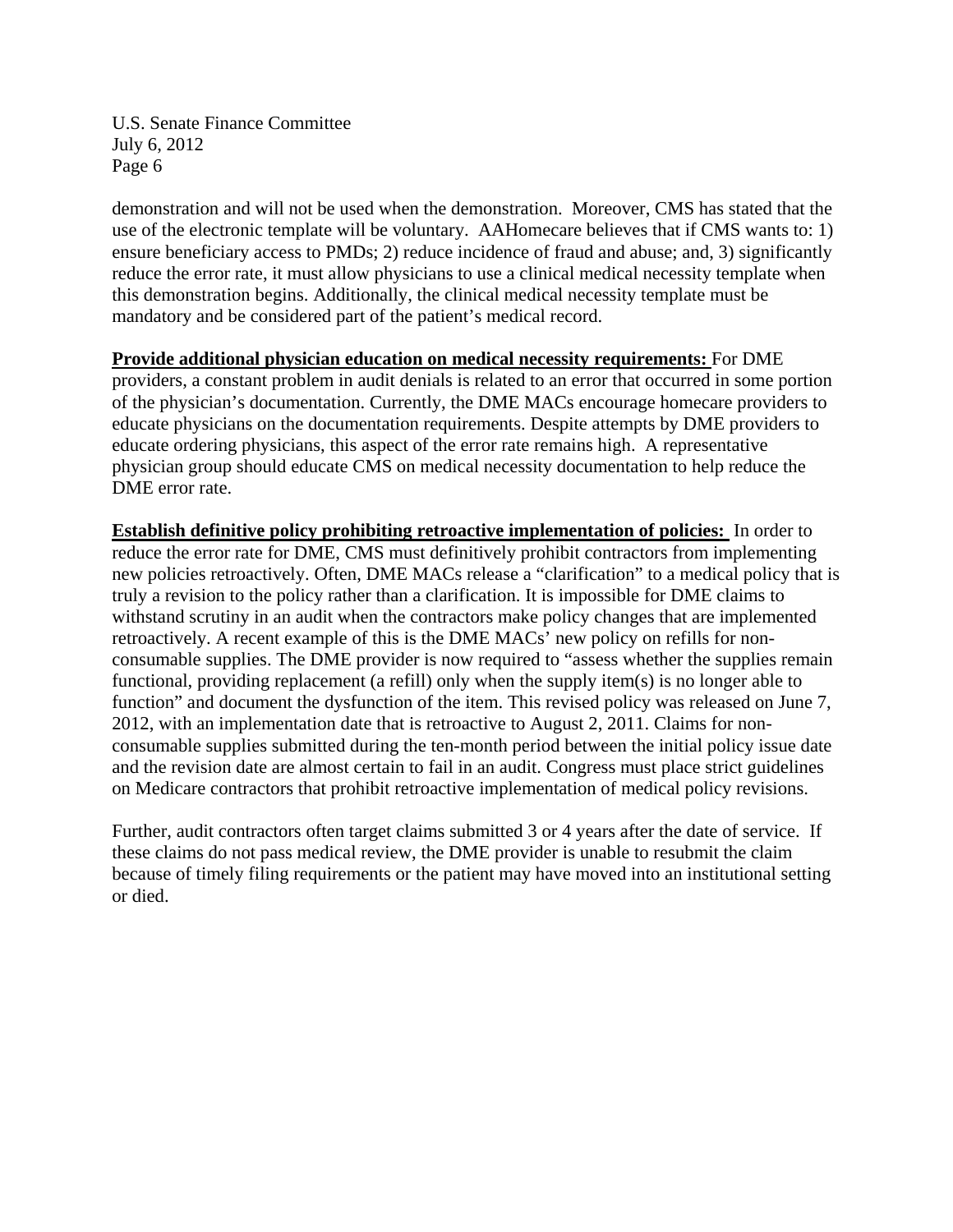demonstration and will not be used when the demonstration. Moreover, CMS has stated that the use of the electronic template will be voluntary. AAHomecare believes that if CMS wants to: 1) ensure beneficiary access to PMDs; 2) reduce incidence of fraud and abuse; and, 3) significantly reduce the error rate, it must allow physicians to use a clinical medical necessity template when this demonstration begins. Additionally, the clinical medical necessity template must be mandatory and be considered part of the patient's medical record.

**Provide additional physician education on medical necessity requirements:** For DME providers, a constant problem in audit denials is related to an error that occurred in some portion of the physician's documentation. Currently, the DME MACs encourage homecare providers to educate physicians on the documentation requirements. Despite attempts by DME providers to educate ordering physicians, this aspect of the error rate remains high. A representative physician group should educate CMS on medical necessity documentation to help reduce the DME error rate.

**Establish definitive policy prohibiting retroactive implementation of policies:** In order to reduce the error rate for DME, CMS must definitively prohibit contractors from implementing new policies retroactively. Often, DME MACs release a "clarification" to a medical policy that is truly a revision to the policy rather than a clarification. It is impossible for DME claims to withstand scrutiny in an audit when the contractors make policy changes that are implemented retroactively. A recent example of this is the DME MACs' new policy on refills for non-consumable supplies. The DME provider is now required to "assess whether the supplies remain functional, providing replacement (a refill) only when the supply item(s) is no longer able to function" and document the dysfunction of the item. This revised policy was released on June 7, 2012, with an implementation date that is retroactive to August 2, 2011. Claims for non-consumable supplies submitted during the ten-month period between the initial policy issue date and the revision date are almost certain to fail in an audit. Congress must place strict guidelines on Medicare contractors that prohibit retroactive implementation of medical policy revisions.

Further, audit contractors often target claims submitted 3 or 4 years after the date of service. If these claims do not pass medical review, the DME provider is unable to resubmit the claim because of timely filing requirements or the patient may have moved into an institutional setting or died.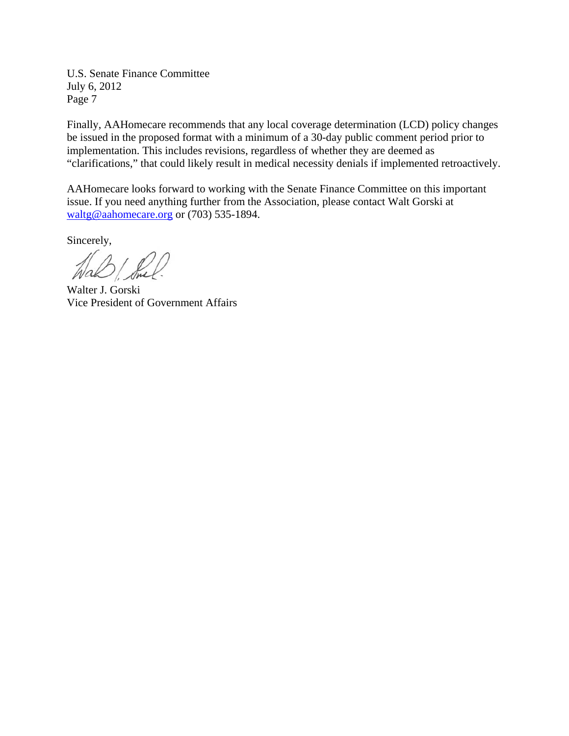Finally, AAHomecare recommends that any local coverage determination (LCD) policy changes be issued in the proposed format with a minimum of a 30-day public comment period prior to implementation. This includes revisions, regardless of whether they are deemed as "clarifications," that could likely result in medical necessity denials if implemented retroactively.

AAHomecare looks forward to working with the Senate Finance Committee on this important issue. If you need anything further from the Association, please contact Walt Gorski at waltg@aahomecare.org or (703) 535-1894.

Sincerely,

Walter J. Gorski
Vice President of Government Affairs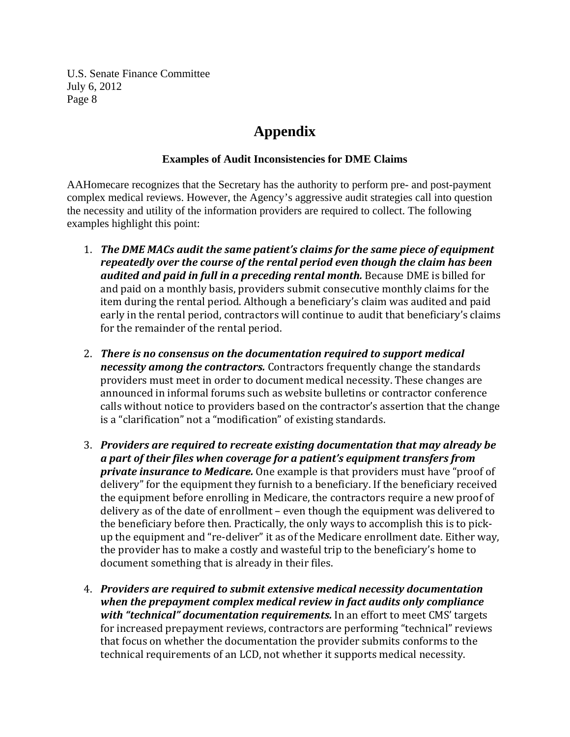# Appendix

**Examples of Audit Inconsistencies for DME Claims**

AAHomecare recognizes that the Secretary has the authority to perform pre- and post-payment complex medical reviews. However, the Agency's aggressive audit strategies call into question the necessity and utility of the information providers are required to collect. The following examples highlight this point:

1. ***The DME MACs audit the same patient's claims for the same piece of equipment repeatedly over the course of the rental period even though the claim has been audited and paid in full in a preceding rental month.*** Because DME is billed for and paid on a monthly basis, providers submit consecutive monthly claims for the item during the rental period. Although a beneficiary's claim was audited and paid early in the rental period, contractors will continue to audit that beneficiary's claims for the remainder of the rental period.

2. ***There is no consensus on the documentation required to support medical necessity among the contractors.*** Contractors frequently change the standards providers must meet in order to document medical necessity. These changes are announced in informal forums such as website bulletins or contractor conference calls without notice to providers based on the contractor's assertion that the change is a "clarification" not a "modification" of existing standards.

3. ***Providers are required to recreate existing documentation that may already be a part of their files when coverage for a patient's equipment transfers from private insurance to Medicare.*** One example is that providers must have "proof of delivery" for the equipment they furnish to a beneficiary. If the beneficiary received the equipment before enrolling in Medicare, the contractors require a new proof of delivery as of the date of enrollment – even though the equipment was delivered to the beneficiary before then. Practically, the only ways to accomplish this is to pick-up the equipment and "re-deliver" it as of the Medicare enrollment date. Either way, the provider has to make a costly and wasteful trip to the beneficiary's home to document something that is already in their files.

4. ***Providers are required to submit extensive medical necessity documentation when the prepayment complex medical review in fact audits only compliance with "technical" documentation requirements.*** In an effort to meet CMS' targets for increased prepayment reviews, contractors are performing "technical" reviews that focus on whether the documentation the provider submits conforms to the technical requirements of an LCD, not whether it supports medical necessity.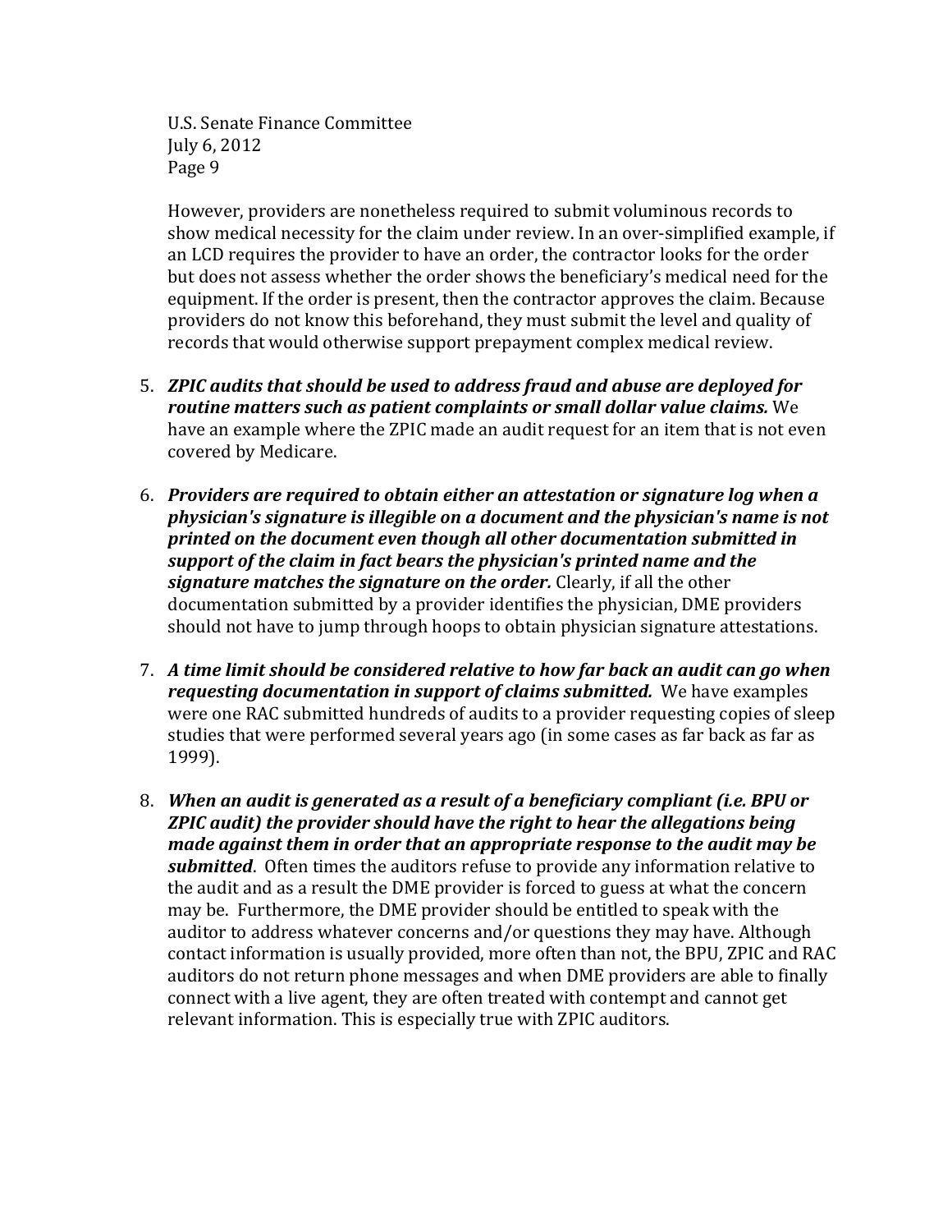However, providers are nonetheless required to submit voluminous records to show medical necessity for the claim under review. In an over-simplified example, if an LCD requires the provider to have an order, the contractor looks for the order but does not assess whether the order shows the beneficiary's medical need for the equipment. If the order is present, then the contractor approves the claim. Because providers do not know this beforehand, they must submit the level and quality of records that would otherwise support prepayment complex medical review.

5. ***ZPIC audits that should be used to address fraud and abuse are deployed for routine matters such as patient complaints or small dollar value claims.*** We have an example where the ZPIC made an audit request for an item that is not even covered by Medicare.

6. ***Providers are required to obtain either an attestation or signature log when a physician's signature is illegible on a document and the physician's name is not printed on the document even though all other documentation submitted in support of the claim in fact bears the physician's printed name and the signature matches the signature on the order.*** Clearly, if all the other documentation submitted by a provider identifies the physician, DME providers should not have to jump through hoops to obtain physician signature attestations.

7. ***A time limit should be considered relative to how far back an audit can go when requesting documentation in support of claims submitted.*** We have examples were one RAC submitted hundreds of audits to a provider requesting copies of sleep studies that were performed several years ago (in some cases as far back as far as 1999).

8. ***When an audit is generated as a result of a beneficiary compliant (i.e. BPU or ZPIC audit) the provider should have the right to hear the allegations being made against them in order that an appropriate response to the audit may be submitted***. Often times the auditors refuse to provide any information relative to the audit and as a result the DME provider is forced to guess at what the concern may be. Furthermore, the DME provider should be entitled to speak with the auditor to address whatever concerns and/or questions they may have. Although contact information is usually provided, more often than not, the BPU, ZPIC and RAC auditors do not return phone messages and when DME providers are able to finally connect with a live agent, they are often treated with contempt and cannot get relevant information. This is especially true with ZPIC auditors.